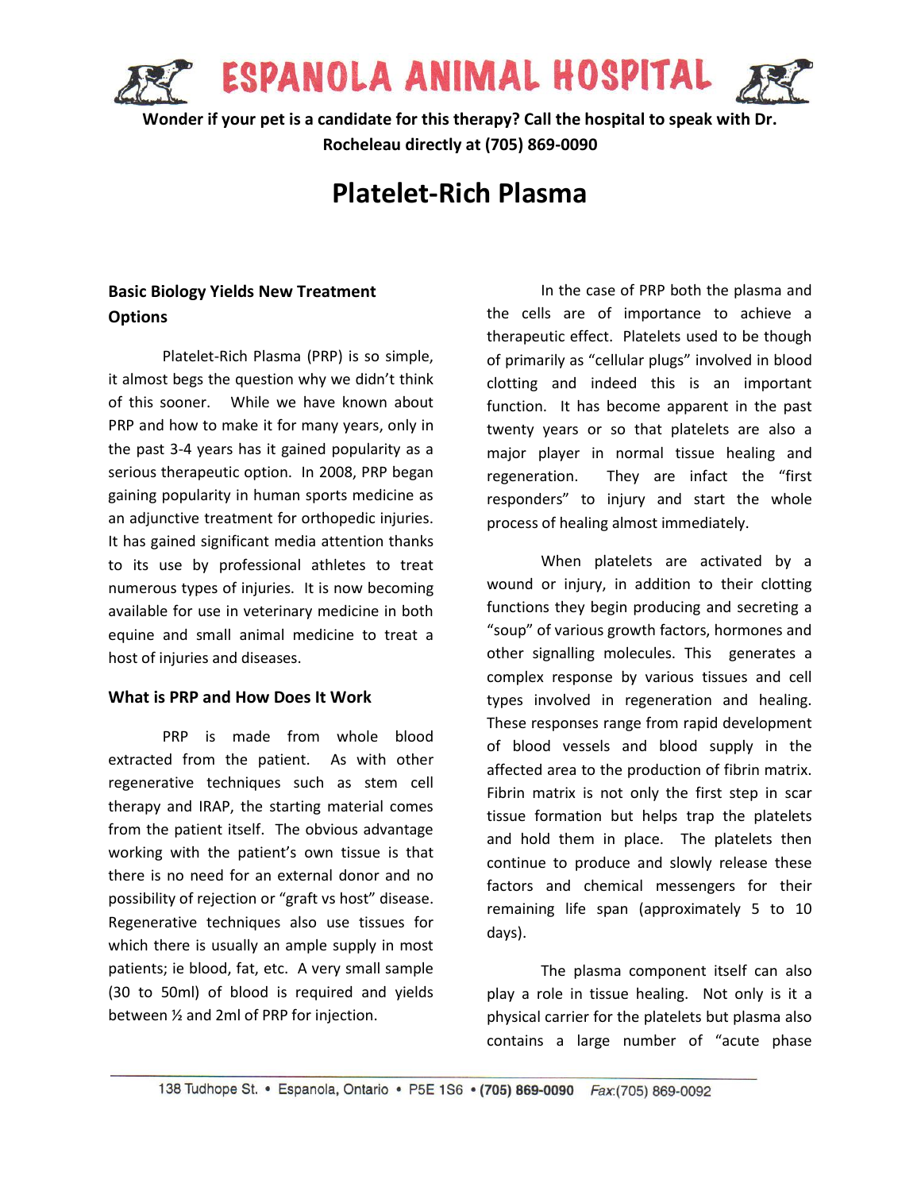# ESPANOLA ANIMAL HOSPITAL

**Wonder if your pet is a candidate for this therapy? Call the hospital to speak with Dr. Rocheleau directly at (705) 869-0090**

# Platelet-Rich Plasma

### Basic Biology Yields New Treatment Options

Platelet-Rich Plasma (PRP) is so simple, it almost begs the question why we didn't think of this sooner. While we have known about PRP and how to make it for many years, only in the past 3-4 years has it gained popularity as a serious therapeutic option. In 2008, PRP began gaining popularity in human sports medicine as an adjunctive treatment for orthopedic injuries. It has gained significant media attention thanks to its use by professional athletes to treat numerous types of injuries. It is now becoming available for use in veterinary medicine in both equine and small animal medicine to treat a host of injuries and diseases.

### What is PRP and How Does It Work

PRP is made from whole blood extracted from the patient. As with other regenerative techniques such as stem cell therapy and IRAP, the starting material comes from the patient itself. The obvious advantage working with the patient's own tissue is that there is no need for an external donor and no possibility of rejection or "graft vs host" disease. Regenerative techniques also use tissues for which there is usually an ample supply in most patients; ie blood, fat, etc. A very small sample (30 to 50ml) of blood is required and yields between ½ and 2ml of PRP for injection.

In the case of PRP both the plasma and the cells are of importance to achieve a therapeutic effect. Platelets used to be though of primarily as "cellular plugs" involved in blood clotting and indeed this is an important function. It has become apparent in the past twenty years or so that platelets are also a major player in normal tissue healing and regeneration. They are infact the "first responders" to injury and start the whole process of healing almost immediately.

When platelets are activated by a wound or injury, in addition to their clotting functions they begin producing and secreting a "soup" of various growth factors, hormones and other signalling molecules. This generates a complex response by various tissues and cell types involved in regeneration and healing. These responses range from rapid development of blood vessels and blood supply in the affected area to the production of fibrin matrix. Fibrin matrix is not only the first step in scar tissue formation but helps trap the platelets and hold them in place. The platelets then continue to produce and slowly release these factors and chemical messengers for their remaining life span (approximately 5 to 10 days).

The plasma component itself can also play a role in tissue healing. Not only is it a physical carrier for the platelets but plasma also contains a large number of "acute phase

138 Tudhope St. • Espanola, Ontario • P5E 1S6 • **(705) 869-0090** *Fax*:(705) 869-0092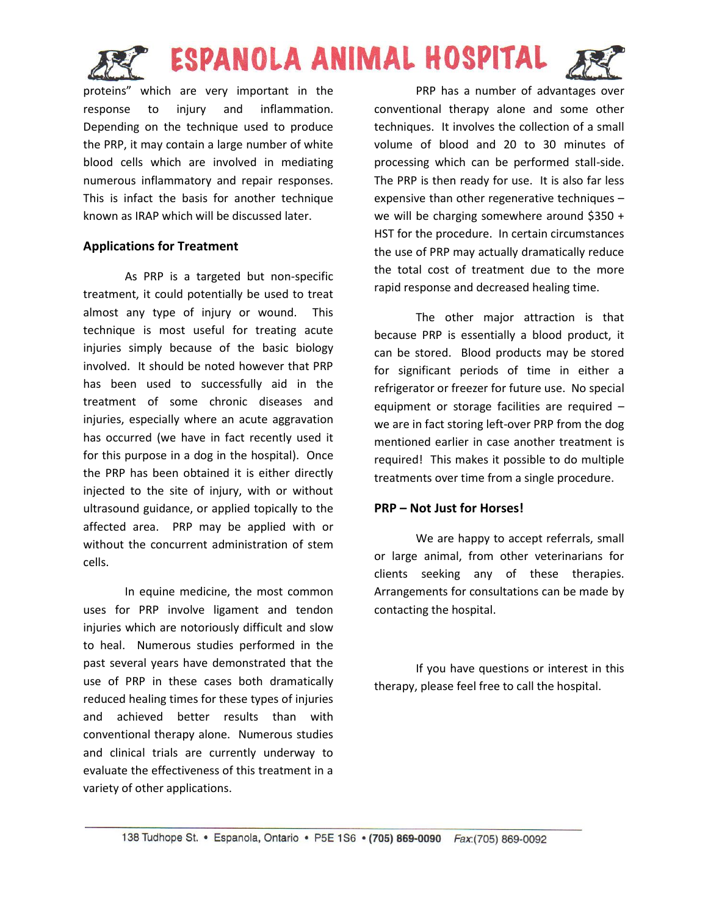proteins" which are very important in the response to injury and inflammation. Depending on the technique used to produce the PRP, it may contain a large number of white blood cells which are involved in mediating numerous inflammatory and repair responses. This is infact the basis for another technique known as IRAP which will be discussed later.

## Applications for Treatment

As PRP is a targeted but non-specific treatment, it could potentially be used to treat almost any type of injury or wound. This technique is most useful for treating acute injuries simply because of the basic biology involved. It should be noted however that PRP has been used to successfully aid in the treatment of some chronic diseases and injuries, especially where an acute aggravation has occurred (we have in fact recently used it for this purpose in a dog in the hospital). Once the PRP has been obtained it is either directly injected to the site of injury, with or without ultrasound guidance, or applied topically to the affected area. PRP may be applied with or without the concurrent administration of stem cells.

In equine medicine, the most common uses for PRP involve ligament and tendon injuries which are notoriously difficult and slow to heal. Numerous studies performed in the past several years have demonstrated that the use of PRP in these cases both dramatically reduced healing times for these types of injuries and achieved better results than with conventional therapy alone. Numerous studies and clinical trials are currently underway to evaluate the effectiveness of this treatment in a variety of other applications.

PRP has a number of advantages over conventional therapy alone and some other techniques. It involves the collection of a small volume of blood and 20 to 30 minutes of processing which can be performed stall-side. The PRP is then ready for use. It is also far less expensive than other regenerative techniques – we will be charging somewhere around $350 + HST for the procedure. In certain circumstances the use of PRP may actually dramatically reduce the total cost of treatment due to the more rapid response and decreased healing time.

The other major attraction is that because PRP is essentially a blood product, it can be stored. Blood products may be stored for significant periods of time in either a refrigerator or freezer for future use. No special equipment or storage facilities are required – we are in fact storing left-over PRP from the dog mentioned earlier in case another treatment is required! This makes it possible to do multiple treatments over time from a single procedure.

## PRP – Not Just for Horses!

We are happy to accept referrals, small or large animal, from other veterinarians for clients seeking any of these therapies. Arrangements for consultations can be made by contacting the hospital.

If you have questions or interest in this therapy, please feel free to call the hospital.